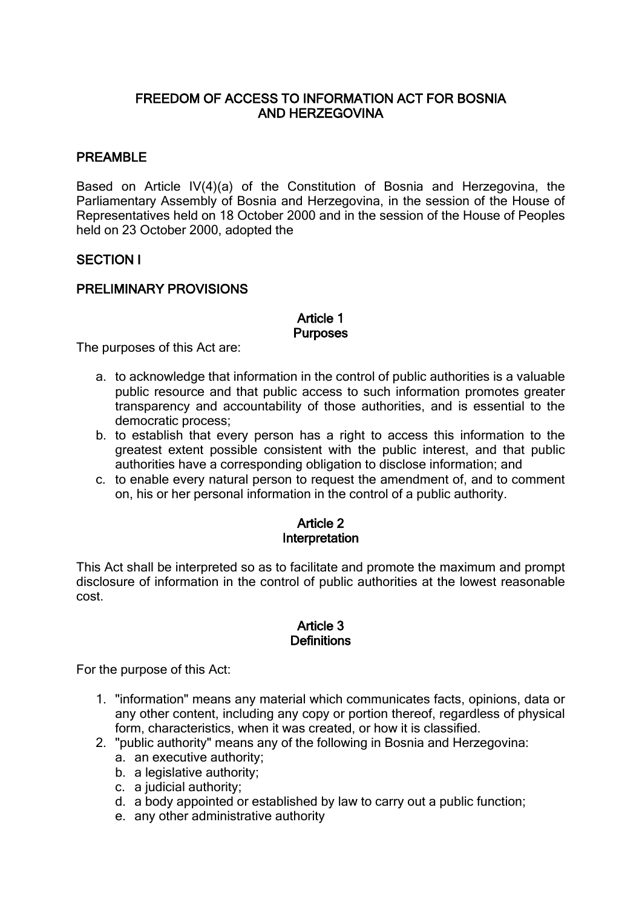# FREEDOM OF ACCESS TO INFORMATION ACT FOR BOSNIA AND HERZEGOVINA

## PREAMBLE

Based on Article IV(4)(a) of the Constitution of Bosnia and Herzegovina, the Parliamentary Assembly of Bosnia and Herzegovina, in the session of the House of Representatives held on 18 October 2000 and in the session of the House of Peoples held on 23 October 2000, adopted the

## SECTION I

## PRELIMINARY PROVISIONS

### Article 1
### Purposes

The purposes of this Act are:

a. to acknowledge that information in the control of public authorities is a valuable public resource and that public access to such information promotes greater transparency and accountability of those authorities, and is essential to the democratic process;
b. to establish that every person has a right to access this information to the greatest extent possible consistent with the public interest, and that public authorities have a corresponding obligation to disclose information; and
c. to enable every natural person to request the amendment of, and to comment on, his or her personal information in the control of a public authority.

### Article 2
### Interpretation

This Act shall be interpreted so as to facilitate and promote the maximum and prompt disclosure of information in the control of public authorities at the lowest reasonable cost.

### Article 3
### Definitions

For the purpose of this Act:

1. "information" means any material which communicates facts, opinions, data or any other content, including any copy or portion thereof, regardless of physical form, characteristics, when it was created, or how it is classified.
2. "public authority" means any of the following in Bosnia and Herzegovina:
   a. an executive authority;
   b. a legislative authority;
   c. a judicial authority;
   d. a body appointed or established by law to carry out a public function;
   e. any other administrative authority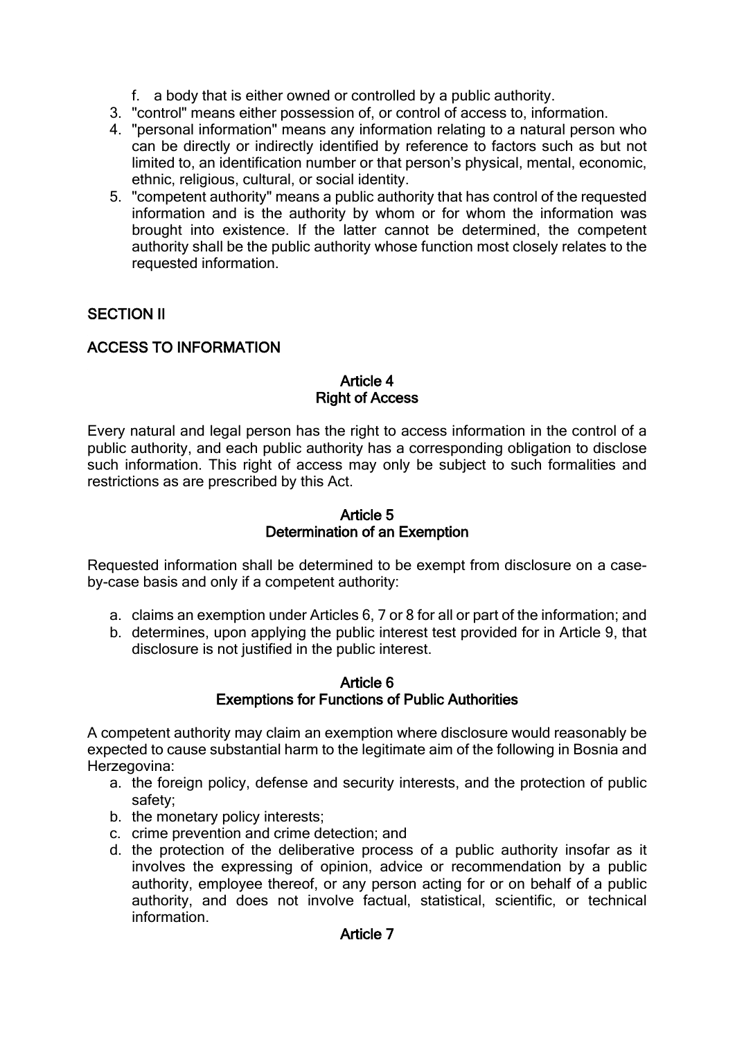f. a body that is either owned or controlled by a public authority.

3. "control" means either possession of, or control of access to, information.
4. "personal information" means any information relating to a natural person who can be directly or indirectly identified by reference to factors such as but not limited to, an identification number or that person's physical, mental, economic, ethnic, religious, cultural, or social identity.
5. "competent authority" means a public authority that has control of the requested information and is the authority by whom or for whom the information was brought into existence. If the latter cannot be determined, the competent authority shall be the public authority whose function most closely relates to the requested information.

## SECTION II

## ACCESS TO INFORMATION

### Article 4
### Right of Access

Every natural and legal person has the right to access information in the control of a public authority, and each public authority has a corresponding obligation to disclose such information. This right of access may only be subject to such formalities and restrictions as are prescribed by this Act.

### Article 5
### Determination of an Exemption

Requested information shall be determined to be exempt from disclosure on a case-by-case basis and only if a competent authority:

a. claims an exemption under Articles 6, 7 or 8 for all or part of the information; and
b. determines, upon applying the public interest test provided for in Article 9, that disclosure is not justified in the public interest.

### Article 6
### Exemptions for Functions of Public Authorities

A competent authority may claim an exemption where disclosure would reasonably be expected to cause substantial harm to the legitimate aim of the following in Bosnia and Herzegovina:

a. the foreign policy, defense and security interests, and the protection of public safety;
b. the monetary policy interests;
c. crime prevention and crime detection; and
d. the protection of the deliberative process of a public authority insofar as it involves the expressing of opinion, advice or recommendation by a public authority, employee thereof, or any person acting for or on behalf of a public authority, and does not involve factual, statistical, scientific, or technical information.

### Article 7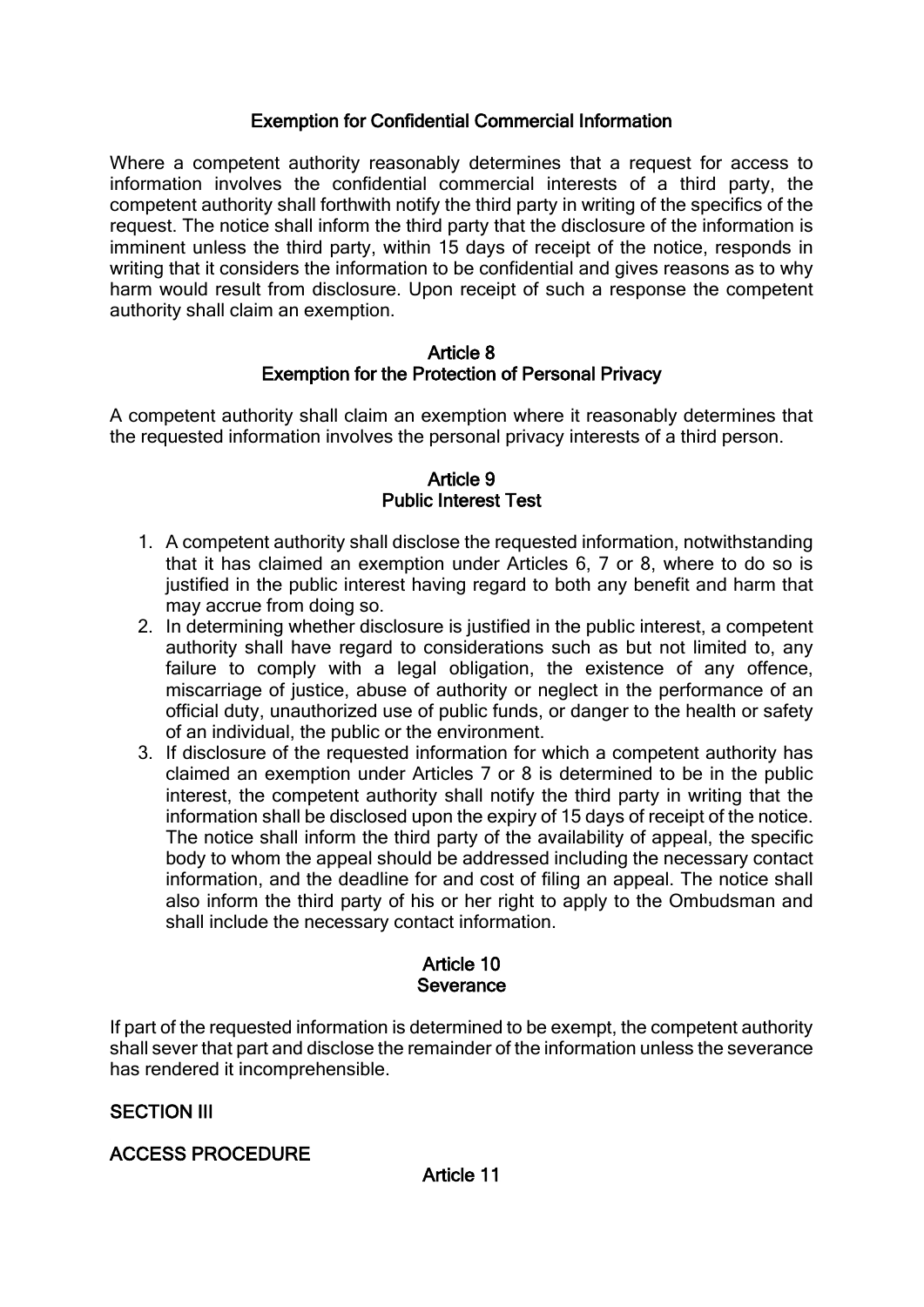### Exemption for Confidential Commercial Information

Where a competent authority reasonably determines that a request for access to information involves the confidential commercial interests of a third party, the competent authority shall forthwith notify the third party in writing of the specifics of the request. The notice shall inform the third party that the disclosure of the information is imminent unless the third party, within 15 days of receipt of the notice, responds in writing that it considers the information to be confidential and gives reasons as to why harm would result from disclosure. Upon receipt of such a response the competent authority shall claim an exemption.

### Article 8
### Exemption for the Protection of Personal Privacy

A competent authority shall claim an exemption where it reasonably determines that the requested information involves the personal privacy interests of a third person.

### Article 9
### Public Interest Test

1. A competent authority shall disclose the requested information, notwithstanding that it has claimed an exemption under Articles 6, 7 or 8, where to do so is justified in the public interest having regard to both any benefit and harm that may accrue from doing so.
2. In determining whether disclosure is justified in the public interest, a competent authority shall have regard to considerations such as but not limited to, any failure to comply with a legal obligation, the existence of any offence, miscarriage of justice, abuse of authority or neglect in the performance of an official duty, unauthorized use of public funds, or danger to the health or safety of an individual, the public or the environment.
3. If disclosure of the requested information for which a competent authority has claimed an exemption under Articles 7 or 8 is determined to be in the public interest, the competent authority shall notify the third party in writing that the information shall be disclosed upon the expiry of 15 days of receipt of the notice. The notice shall inform the third party of the availability of appeal, the specific body to whom the appeal should be addressed including the necessary contact information, and the deadline for and cost of filing an appeal. The notice shall also inform the third party of his or her right to apply to the Ombudsman and shall include the necessary contact information.

### Article 10
### Severance

If part of the requested information is determined to be exempt, the competent authority shall sever that part and disclose the remainder of the information unless the severance has rendered it incomprehensible.

## SECTION III

## ACCESS PROCEDURE

### Article 11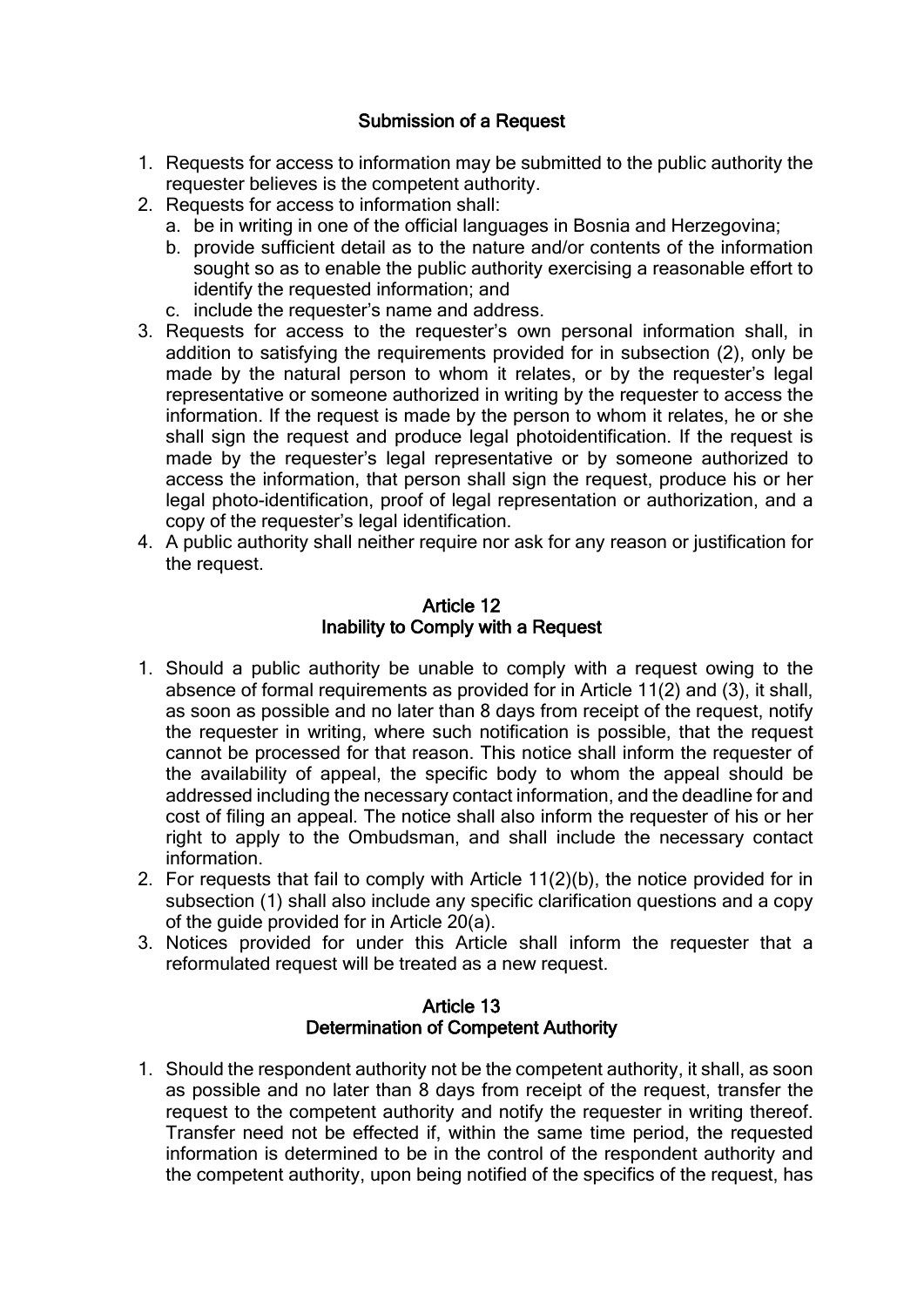### Submission of a Request

1. Requests for access to information may be submitted to the public authority the requester believes is the competent authority.
2. Requests for access to information shall:
   a. be in writing in one of the official languages in Bosnia and Herzegovina;
   b. provide sufficient detail as to the nature and/or contents of the information sought so as to enable the public authority exercising a reasonable effort to identify the requested information; and
   c. include the requester's name and address.
3. Requests for access to the requester's own personal information shall, in addition to satisfying the requirements provided for in subsection (2), only be made by the natural person to whom it relates, or by the requester's legal representative or someone authorized in writing by the requester to access the information. If the request is made by the person to whom it relates, he or she shall sign the request and produce legal photoidentification. If the request is made by the requester's legal representative or by someone authorized to access the information, that person shall sign the request, produce his or her legal photo-identification, proof of legal representation or authorization, and a copy of the requester's legal identification.
4. A public authority shall neither require nor ask for any reason or justification for the request.

### Article 12
### Inability to Comply with a Request

1. Should a public authority be unable to comply with a request owing to the absence of formal requirements as provided for in Article 11(2) and (3), it shall, as soon as possible and no later than 8 days from receipt of the request, notify the requester in writing, where such notification is possible, that the request cannot be processed for that reason. This notice shall inform the requester of the availability of appeal, the specific body to whom the appeal should be addressed including the necessary contact information, and the deadline for and cost of filing an appeal. The notice shall also inform the requester of his or her right to apply to the Ombudsman, and shall include the necessary contact information.
2. For requests that fail to comply with Article 11(2)(b), the notice provided for in subsection (1) shall also include any specific clarification questions and a copy of the guide provided for in Article 20(a).
3. Notices provided for under this Article shall inform the requester that a reformulated request will be treated as a new request.

### Article 13
### Determination of Competent Authority

1. Should the respondent authority not be the competent authority, it shall, as soon as possible and no later than 8 days from receipt of the request, transfer the request to the competent authority and notify the requester in writing thereof. Transfer need not be effected if, within the same time period, the requested information is determined to be in the control of the respondent authority and the competent authority, upon being notified of the specifics of the request, has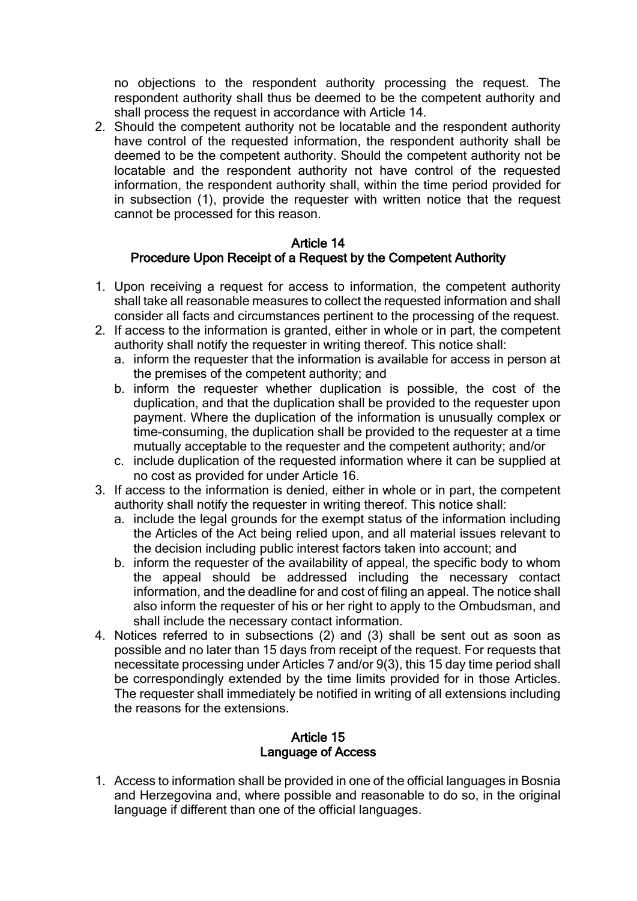no objections to the respondent authority processing the request. The respondent authority shall thus be deemed to be the competent authority and shall process the request in accordance with Article 14.

2. Should the competent authority not be locatable and the respondent authority have control of the requested information, the respondent authority shall be deemed to be the competent authority. Should the competent authority not be locatable and the respondent authority not have control of the requested information, the respondent authority shall, within the time period provided for in subsection (1), provide the requester with written notice that the request cannot be processed for this reason.

## Article 14
## Procedure Upon Receipt of a Request by the Competent Authority

1. Upon receiving a request for access to information, the competent authority shall take all reasonable measures to collect the requested information and shall consider all facts and circumstances pertinent to the processing of the request.
2. If access to the information is granted, either in whole or in part, the competent authority shall notify the requester in writing thereof. This notice shall:
   a. inform the requester that the information is available for access in person at the premises of the competent authority; and
   b. inform the requester whether duplication is possible, the cost of the duplication, and that the duplication shall be provided to the requester upon payment. Where the duplication of the information is unusually complex or time-consuming, the duplication shall be provided to the requester at a time mutually acceptable to the requester and the competent authority; and/or
   c. include duplication of the requested information where it can be supplied at no cost as provided for under Article 16.
3. If access to the information is denied, either in whole or in part, the competent authority shall notify the requester in writing thereof. This notice shall:
   a. include the legal grounds for the exempt status of the information including the Articles of the Act being relied upon, and all material issues relevant to the decision including public interest factors taken into account; and
   b. inform the requester of the availability of appeal, the specific body to whom the appeal should be addressed including the necessary contact information, and the deadline for and cost of filing an appeal. The notice shall also inform the requester of his or her right to apply to the Ombudsman, and shall include the necessary contact information.
4. Notices referred to in subsections (2) and (3) shall be sent out as soon as possible and no later than 15 days from receipt of the request. For requests that necessitate processing under Articles 7 and/or 9(3), this 15 day time period shall be correspondingly extended by the time limits provided for in those Articles. The requester shall immediately be notified in writing of all extensions including the reasons for the extensions.

## Article 15
## Language of Access

1. Access to information shall be provided in one of the official languages in Bosnia and Herzegovina and, where possible and reasonable to do so, in the original language if different than one of the official languages.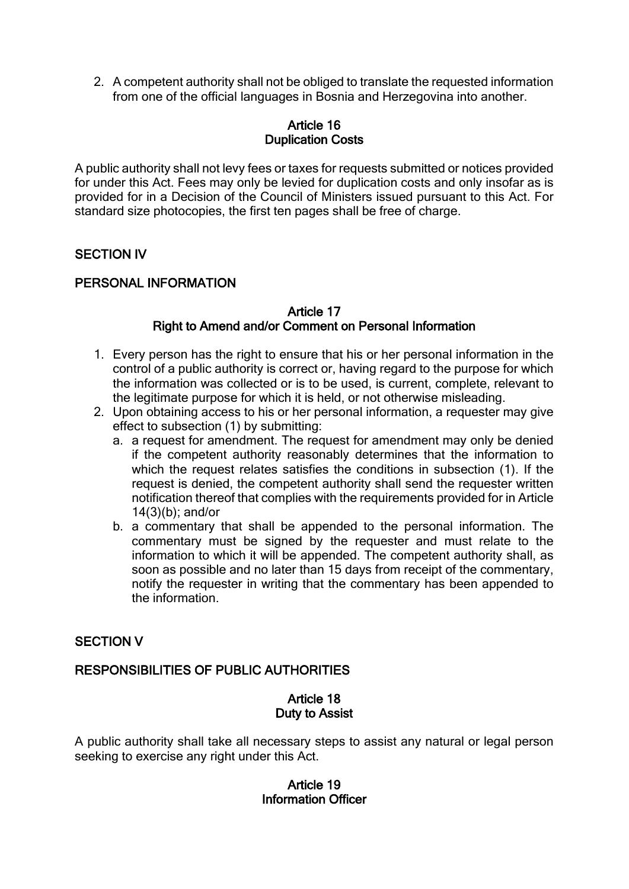2. A competent authority shall not be obliged to translate the requested information from one of the official languages in Bosnia and Herzegovina into another.

### Article 16
### Duplication Costs

A public authority shall not levy fees or taxes for requests submitted or notices provided for under this Act. Fees may only be levied for duplication costs and only insofar as is provided for in a Decision of the Council of Ministers issued pursuant to this Act. For standard size photocopies, the first ten pages shall be free of charge.

## SECTION IV

## PERSONAL INFORMATION

### Article 17
### Right to Amend and/or Comment on Personal Information

1. Every person has the right to ensure that his or her personal information in the control of a public authority is correct or, having regard to the purpose for which the information was collected or is to be used, is current, complete, relevant to the legitimate purpose for which it is held, or not otherwise misleading.
2. Upon obtaining access to his or her personal information, a requester may give effect to subsection (1) by submitting:
   a. a request for amendment. The request for amendment may only be denied if the competent authority reasonably determines that the information to which the request relates satisfies the conditions in subsection (1). If the request is denied, the competent authority shall send the requester written notification thereof that complies with the requirements provided for in Article 14(3)(b); and/or
   b. a commentary that shall be appended to the personal information. The commentary must be signed by the requester and must relate to the information to which it will be appended. The competent authority shall, as soon as possible and no later than 15 days from receipt of the commentary, notify the requester in writing that the commentary has been appended to the information.

## SECTION V

## RESPONSIBILITIES OF PUBLIC AUTHORITIES

### Article 18
### Duty to Assist

A public authority shall take all necessary steps to assist any natural or legal person seeking to exercise any right under this Act.

### Article 19
### Information Officer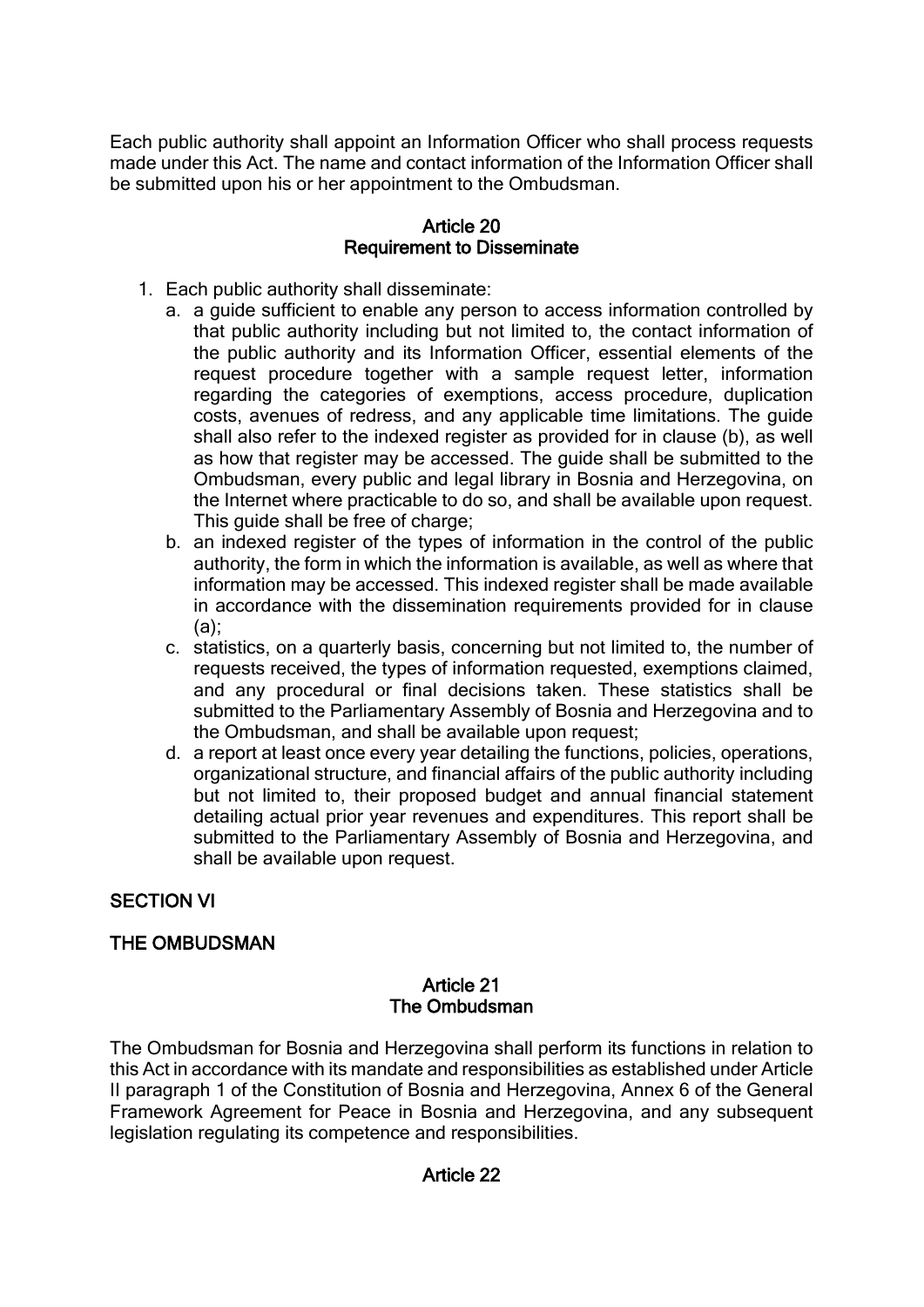Each public authority shall appoint an Information Officer who shall process requests made under this Act. The name and contact information of the Information Officer shall be submitted upon his or her appointment to the Ombudsman.

### Article 20
### Requirement to Disseminate

1. Each public authority shall disseminate:
   a. a guide sufficient to enable any person to access information controlled by that public authority including but not limited to, the contact information of the public authority and its Information Officer, essential elements of the request procedure together with a sample request letter, information regarding the categories of exemptions, access procedure, duplication costs, avenues of redress, and any applicable time limitations. The guide shall also refer to the indexed register as provided for in clause (b), as well as how that register may be accessed. The guide shall be submitted to the Ombudsman, every public and legal library in Bosnia and Herzegovina, on the Internet where practicable to do so, and shall be available upon request. This guide shall be free of charge;
   b. an indexed register of the types of information in the control of the public authority, the form in which the information is available, as well as where that information may be accessed. This indexed register shall be made available in accordance with the dissemination requirements provided for in clause (a);
   c. statistics, on a quarterly basis, concerning but not limited to, the number of requests received, the types of information requested, exemptions claimed, and any procedural or final decisions taken. These statistics shall be submitted to the Parliamentary Assembly of Bosnia and Herzegovina and to the Ombudsman, and shall be available upon request;
   d. a report at least once every year detailing the functions, policies, operations, organizational structure, and financial affairs of the public authority including but not limited to, their proposed budget and annual financial statement detailing actual prior year revenues and expenditures. This report shall be submitted to the Parliamentary Assembly of Bosnia and Herzegovina, and shall be available upon request.

## SECTION VI

## THE OMBUDSMAN

### Article 21
### The Ombudsman

The Ombudsman for Bosnia and Herzegovina shall perform its functions in relation to this Act in accordance with its mandate and responsibilities as established under Article II paragraph 1 of the Constitution of Bosnia and Herzegovina, Annex 6 of the General Framework Agreement for Peace in Bosnia and Herzegovina, and any subsequent legislation regulating its competence and responsibilities.

### Article 22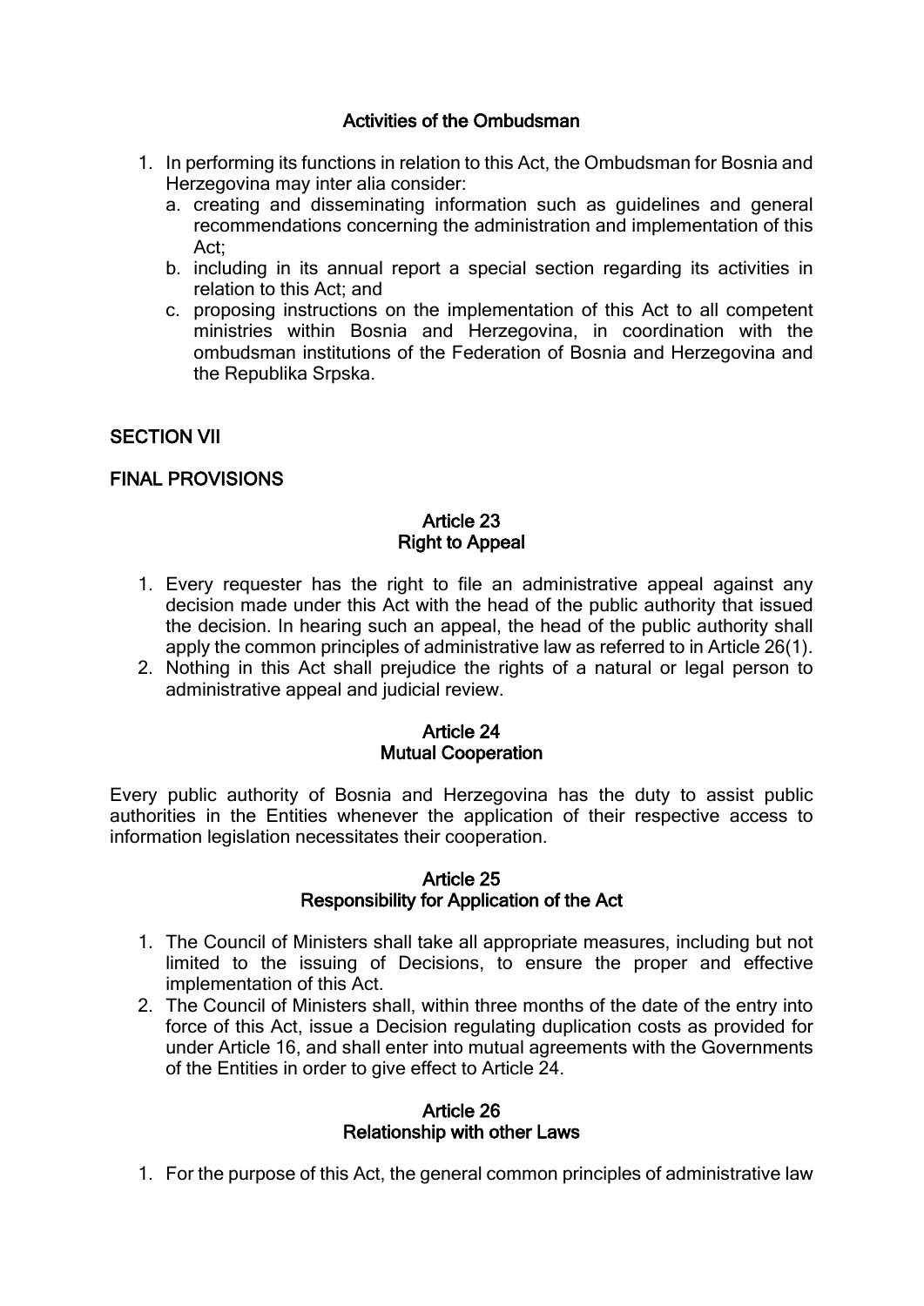### Activities of the Ombudsman

1. In performing its functions in relation to this Act, the Ombudsman for Bosnia and Herzegovina may inter alia consider:
   a. creating and disseminating information such as guidelines and general recommendations concerning the administration and implementation of this Act;
   b. including in its annual report a special section regarding its activities in relation to this Act; and
   c. proposing instructions on the implementation of this Act to all competent ministries within Bosnia and Herzegovina, in coordination with the ombudsman institutions of the Federation of Bosnia and Herzegovina and the Republika Srpska.

## SECTION VII

## FINAL PROVISIONS

### Article 23
### Right to Appeal

1. Every requester has the right to file an administrative appeal against any decision made under this Act with the head of the public authority that issued the decision. In hearing such an appeal, the head of the public authority shall apply the common principles of administrative law as referred to in Article 26(1).
2. Nothing in this Act shall prejudice the rights of a natural or legal person to administrative appeal and judicial review.

### Article 24
### Mutual Cooperation

Every public authority of Bosnia and Herzegovina has the duty to assist public authorities in the Entities whenever the application of their respective access to information legislation necessitates their cooperation.

### Article 25
### Responsibility for Application of the Act

1. The Council of Ministers shall take all appropriate measures, including but not limited to the issuing of Decisions, to ensure the proper and effective implementation of this Act.
2. The Council of Ministers shall, within three months of the date of the entry into force of this Act, issue a Decision regulating duplication costs as provided for under Article 16, and shall enter into mutual agreements with the Governments of the Entities in order to give effect to Article 24.

### Article 26
### Relationship with other Laws

1. For the purpose of this Act, the general common principles of administrative law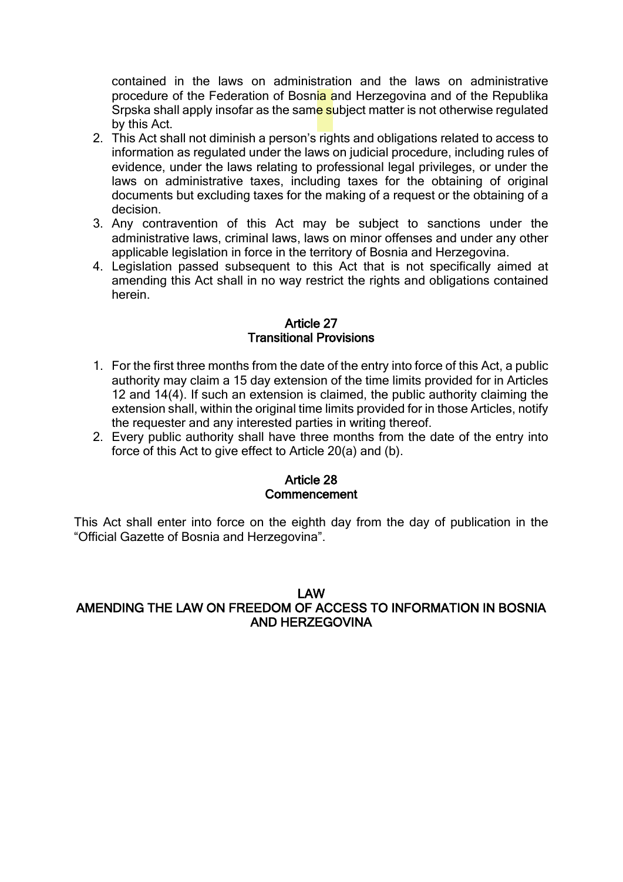contained in the laws on administration and the laws on administrative procedure of the Federation of Bosnia and Herzegovina and of the Republika Srpska shall apply insofar as the same subject matter is not otherwise regulated by this Act.

2. This Act shall not diminish a person's rights and obligations related to access to information as regulated under the laws on judicial procedure, including rules of evidence, under the laws relating to professional legal privileges, or under the laws on administrative taxes, including taxes for the obtaining of original documents but excluding taxes for the making of a request or the obtaining of a decision.
3. Any contravention of this Act may be subject to sanctions under the administrative laws, criminal laws, laws on minor offenses and under any other applicable legislation in force in the territory of Bosnia and Herzegovina.
4. Legislation passed subsequent to this Act that is not specifically aimed at amending this Act shall in no way restrict the rights and obligations contained herein.

### Article 27
### Transitional Provisions

1. For the first three months from the date of the entry into force of this Act, a public authority may claim a 15 day extension of the time limits provided for in Articles 12 and 14(4). If such an extension is claimed, the public authority claiming the extension shall, within the original time limits provided for in those Articles, notify the requester and any interested parties in writing thereof.
2. Every public authority shall have three months from the date of the entry into force of this Act to give effect to Article 20(a) and (b).

### Article 28
### Commencement

This Act shall enter into force on the eighth day from the day of publication in the "Official Gazette of Bosnia and Herzegovina".

## LAW
## AMENDING THE LAW ON FREEDOM OF ACCESS TO INFORMATION IN BOSNIA AND HERZEGOVINA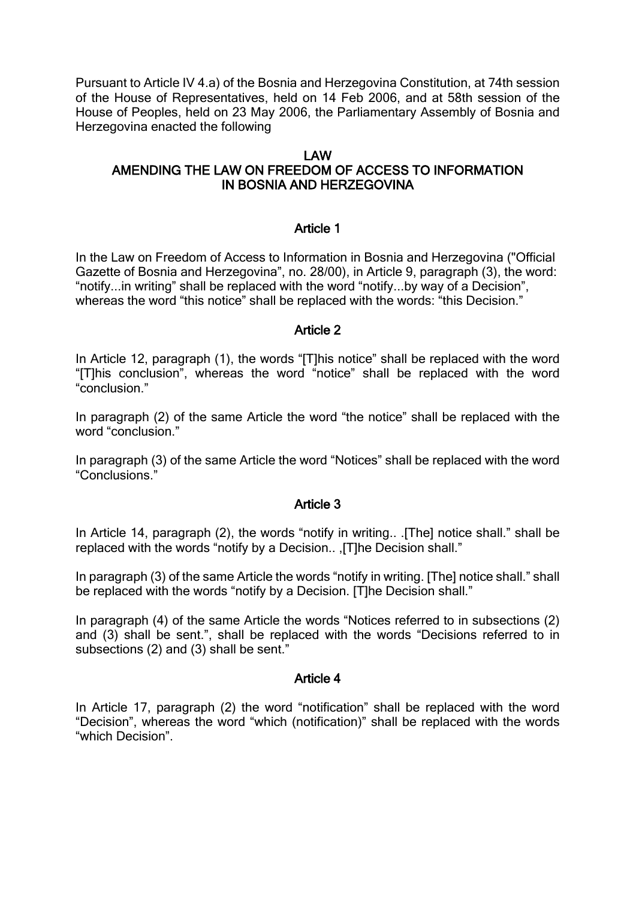Pursuant to Article IV 4.a) of the Bosnia and Herzegovina Constitution, at 74th session of the House of Representatives, held on 14 Feb 2006, and at 58th session of the House of Peoples, held on 23 May 2006, the Parliamentary Assembly of Bosnia and Herzegovina enacted the following

# LAW
# AMENDING THE LAW ON FREEDOM OF ACCESS TO INFORMATION IN BOSNIA AND HERZEGOVINA

## Article 1

In the Law on Freedom of Access to Information in Bosnia and Herzegovina ("Official Gazette of Bosnia and Herzegovina", no. 28/00), in Article 9, paragraph (3), the word: "notify...in writing" shall be replaced with the word "notify...by way of a Decision", whereas the word "this notice" shall be replaced with the words: "this Decision."

## Article 2

In Article 12, paragraph (1), the words "[T]his notice" shall be replaced with the word "[T]his conclusion", whereas the word "notice" shall be replaced with the word "conclusion."

In paragraph (2) of the same Article the word "the notice" shall be replaced with the word "conclusion."

In paragraph (3) of the same Article the word "Notices" shall be replaced with the word "Conclusions."

## Article 3

In Article 14, paragraph (2), the words "notify in writing.. .[The] notice shall." shall be replaced with the words "notify by a Decision.. ,[T]he Decision shall."

In paragraph (3) of the same Article the words "notify in writing. [The] notice shall." shall be replaced with the words "notify by a Decision. [T]he Decision shall."

In paragraph (4) of the same Article the words "Notices referred to in subsections (2) and (3) shall be sent.", shall be replaced with the words "Decisions referred to in subsections (2) and (3) shall be sent."

## Article 4

In Article 17, paragraph (2) the word "notification" shall be replaced with the word "Decision", whereas the word "which (notification)" shall be replaced with the words "which Decision".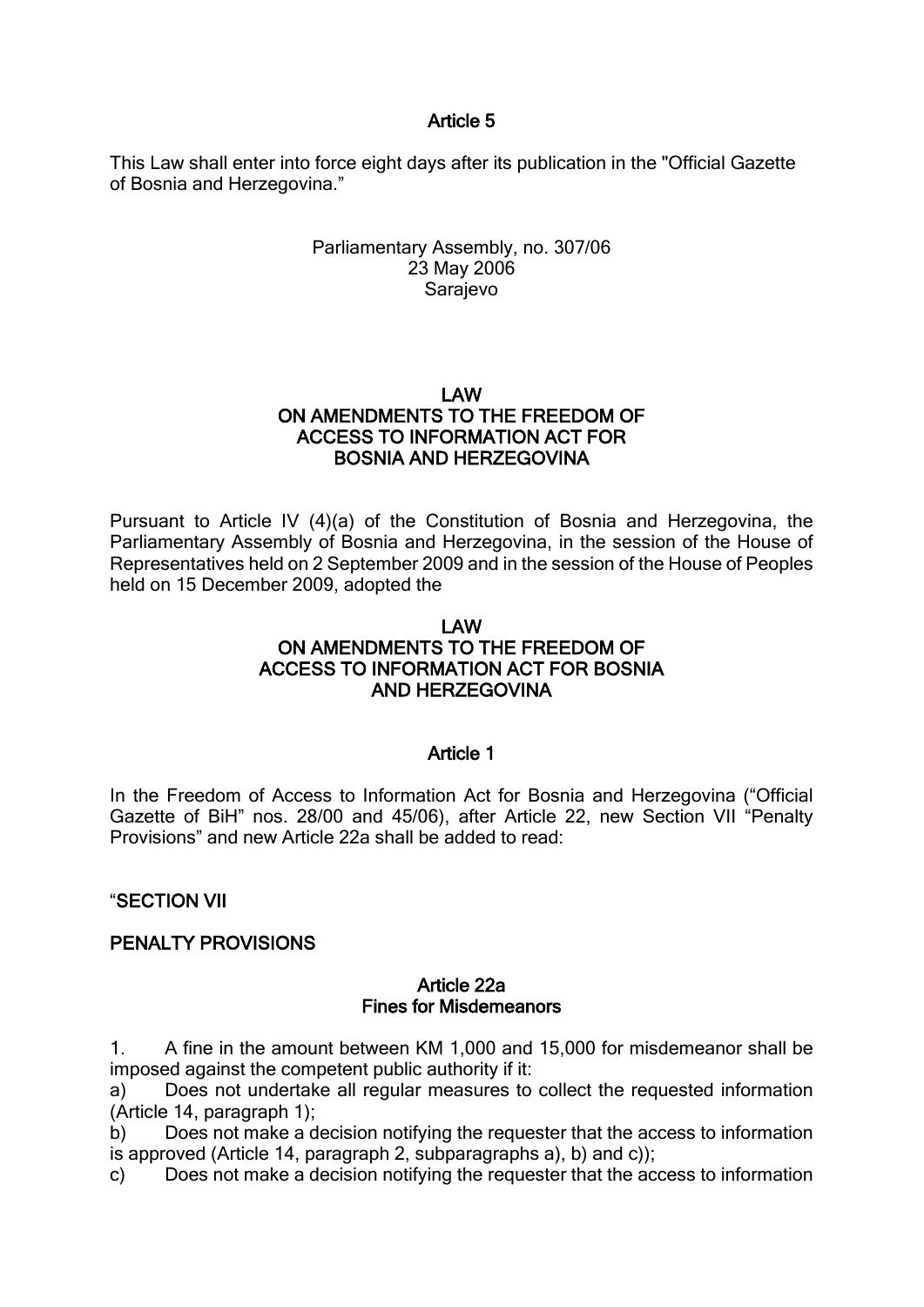### Article 5

This Law shall enter into force eight days after its publication in the "Official Gazette of Bosnia and Herzegovina."

Parliamentary Assembly, no. 307/06
23 May 2006
Sarajevo

## LAW
## ON AMENDMENTS TO THE FREEDOM OF ACCESS TO INFORMATION ACT FOR BOSNIA AND HERZEGOVINA

Pursuant to Article IV (4)(a) of the Constitution of Bosnia and Herzegovina, the Parliamentary Assembly of Bosnia and Herzegovina, in the session of the House of Representatives held on 2 September 2009 and in the session of the House of Peoples held on 15 December 2009, adopted the

## LAW
## ON AMENDMENTS TO THE FREEDOM OF ACCESS TO INFORMATION ACT FOR BOSNIA AND HERZEGOVINA

### Article 1

In the Freedom of Access to Information Act for Bosnia and Herzegovina ("Official Gazette of BiH" nos. 28/00 and 45/06), after Article 22, new Section VII "Penalty Provisions" and new Article 22a shall be added to read:

"**SECTION VII**

**PENALTY PROVISIONS**

### Article 22a
### Fines for Misdemeanors

1. A fine in the amount between KM 1,000 and 15,000 for misdemeanor shall be imposed against the competent public authority if it:

a) Does not undertake all regular measures to collect the requested information (Article 14, paragraph 1);

b) Does not make a decision notifying the requester that the access to information is approved (Article 14, paragraph 2, subparagraphs a), b) and c));

c) Does not make a decision notifying the requester that the access to information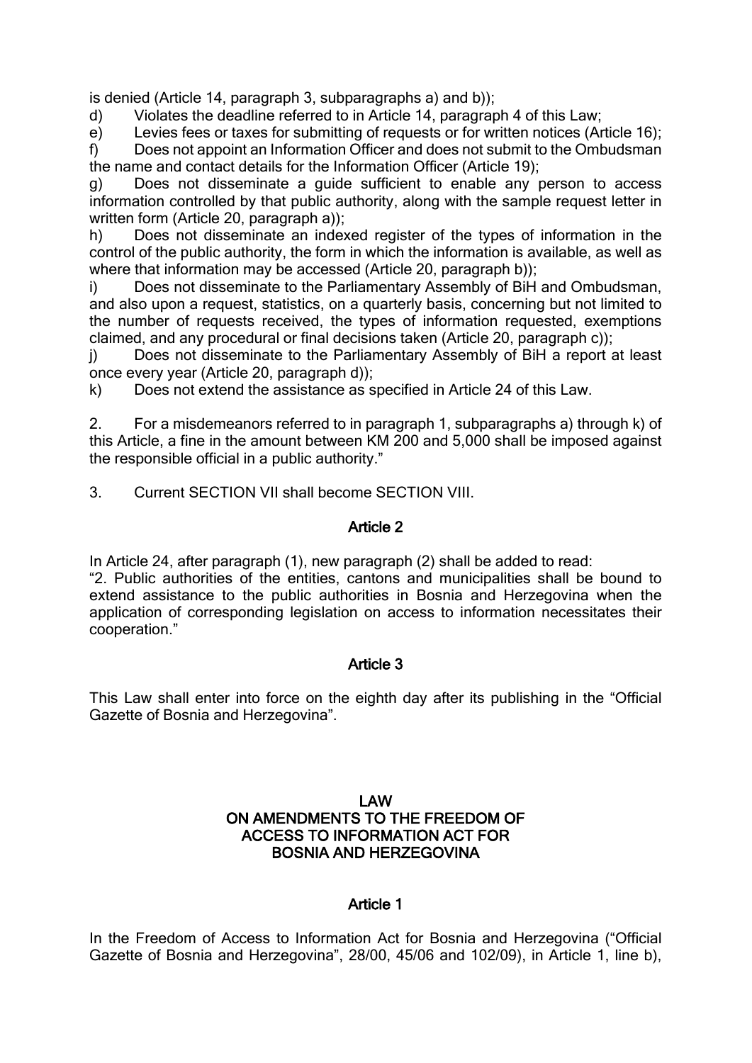is denied (Article 14, paragraph 3, subparagraphs a) and b));

d) Violates the deadline referred to in Article 14, paragraph 4 of this Law;

e) Levies fees or taxes for submitting of requests or for written notices (Article 16);

f) Does not appoint an Information Officer and does not submit to the Ombudsman the name and contact details for the Information Officer (Article 19);

g) Does not disseminate a guide sufficient to enable any person to access information controlled by that public authority, along with the sample request letter in written form (Article 20, paragraph a));

h) Does not disseminate an indexed register of the types of information in the control of the public authority, the form in which the information is available, as well as where that information may be accessed (Article 20, paragraph b));

i) Does not disseminate to the Parliamentary Assembly of BiH and Ombudsman, and also upon a request, statistics, on a quarterly basis, concerning but not limited to the number of requests received, the types of information requested, exemptions claimed, and any procedural or final decisions taken (Article 20, paragraph c));

j) Does not disseminate to the Parliamentary Assembly of BiH a report at least once every year (Article 20, paragraph d));

k) Does not extend the assistance as specified in Article 24 of this Law.

2. For a misdemeanors referred to in paragraph 1, subparagraphs a) through k) of this Article, a fine in the amount between KM 200 and 5,000 shall be imposed against the responsible official in a public authority."

3. Current SECTION VII shall become SECTION VIII.

### Article 2

In Article 24, after paragraph (1), new paragraph (2) shall be added to read:
"2. Public authorities of the entities, cantons and municipalities shall be bound to extend assistance to the public authorities in Bosnia and Herzegovina when the application of corresponding legislation on access to information necessitates their cooperation."

### Article 3

This Law shall enter into force on the eighth day after its publishing in the "Official Gazette of Bosnia and Herzegovina".

## LAW
## ON AMENDMENTS TO THE FREEDOM OF ACCESS TO INFORMATION ACT FOR BOSNIA AND HERZEGOVINA

### Article 1

In the Freedom of Access to Information Act for Bosnia and Herzegovina ("Official Gazette of Bosnia and Herzegovina", 28/00, 45/06 and 102/09), in Article 1, line b),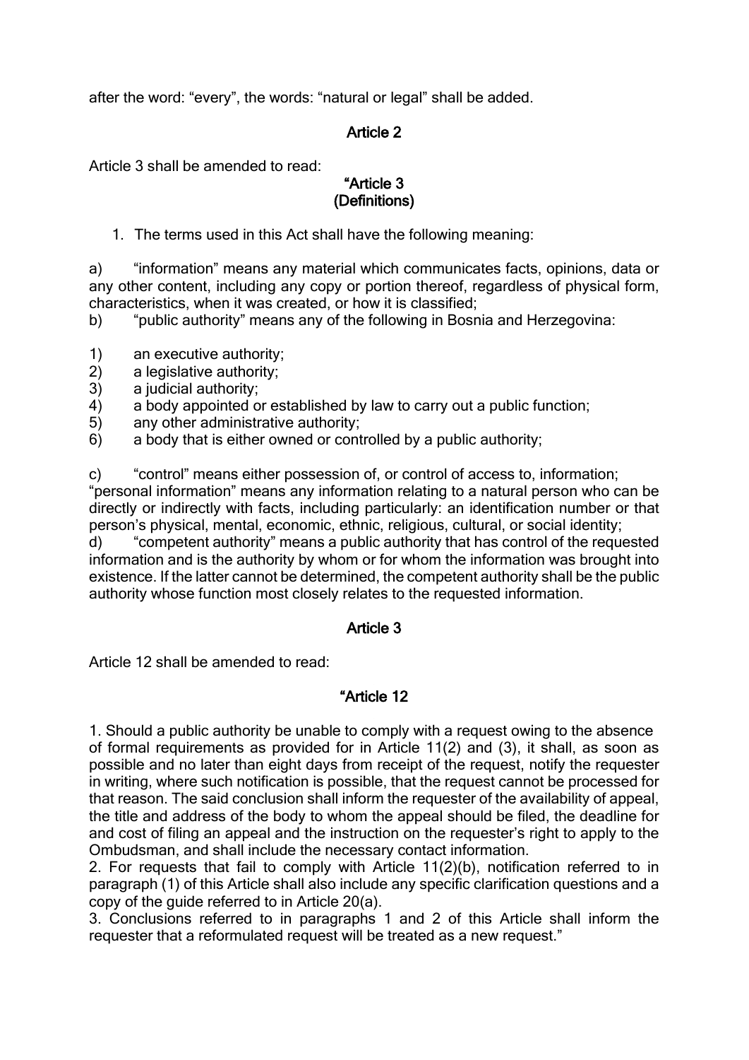after the word: “every”, the words: “natural or legal” shall be added.

## Article 2

Article 3 shall be amended to read:

### “Article 3
### (Definitions)

1. The terms used in this Act shall have the following meaning:

a) “information” means any material which communicates facts, opinions, data or any other content, including any copy or portion thereof, regardless of physical form, characteristics, when it was created, or how it is classified;

b) “public authority” means any of the following in Bosnia and Herzegovina:

1) an executive authority;
2) a legislative authority;
3) a judicial authority;
4) a body appointed or established by law to carry out a public function;
5) any other administrative authority;
6) a body that is either owned or controlled by a public authority;

c) “control” means either possession of, or control of access to, information; “personal information” means any information relating to a natural person who can be directly or indirectly with facts, including particularly: an identification number or that person’s physical, mental, economic, ethnic, religious, cultural, or social identity;

d) “competent authority” means a public authority that has control of the requested information and is the authority by whom or for whom the information was brought into existence. If the latter cannot be determined, the competent authority shall be the public authority whose function most closely relates to the requested information.

## Article 3

Article 12 shall be amended to read:

### “Article 12

1. Should a public authority be unable to comply with a request owing to the absence of formal requirements as provided for in Article 11(2) and (3), it shall, as soon as possible and no later than eight days from receipt of the request, notify the requester in writing, where such notification is possible, that the request cannot be processed for that reason. The said conclusion shall inform the requester of the availability of appeal, the title and address of the body to whom the appeal should be filed, the deadline for and cost of filing an appeal and the instruction on the requester’s right to apply to the Ombudsman, and shall include the necessary contact information.
2. For requests that fail to comply with Article 11(2)(b), notification referred to in paragraph (1) of this Article shall also include any specific clarification questions and a copy of the guide referred to in Article 20(a).
3. Conclusions referred to in paragraphs 1 and 2 of this Article shall inform the requester that a reformulated request will be treated as a new request.”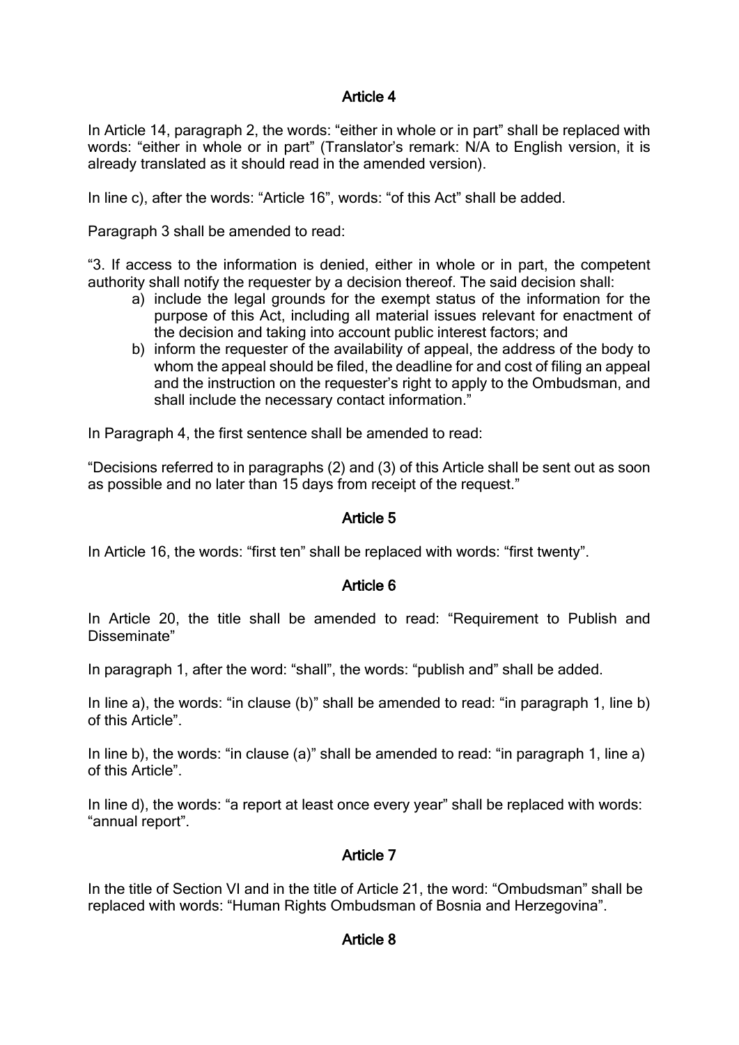## Article 4

In Article 14, paragraph 2, the words: "either in whole or in part" shall be replaced with words: "either in whole or in part" (Translator's remark: N/A to English version, it is already translated as it should read in the amended version).

In line c), after the words: "Article 16", words: "of this Act" shall be added.

Paragraph 3 shall be amended to read:

"3. If access to the information is denied, either in whole or in part, the competent authority shall notify the requester by a decision thereof. The said decision shall:

a) include the legal grounds for the exempt status of the information for the purpose of this Act, including all material issues relevant for enactment of the decision and taking into account public interest factors; and
b) inform the requester of the availability of appeal, the address of the body to whom the appeal should be filed, the deadline for and cost of filing an appeal and the instruction on the requester's right to apply to the Ombudsman, and shall include the necessary contact information."

In Paragraph 4, the first sentence shall be amended to read:

"Decisions referred to in paragraphs (2) and (3) of this Article shall be sent out as soon as possible and no later than 15 days from receipt of the request."

## Article 5

In Article 16, the words: "first ten" shall be replaced with words: "first twenty".

## Article 6

In Article 20, the title shall be amended to read: "Requirement to Publish and Disseminate"

In paragraph 1, after the word: "shall", the words: "publish and" shall be added.

In line a), the words: "in clause (b)" shall be amended to read: "in paragraph 1, line b) of this Article".

In line b), the words: "in clause (a)" shall be amended to read: "in paragraph 1, line a) of this Article".

In line d), the words: "a report at least once every year" shall be replaced with words: "annual report".

## Article 7

In the title of Section VI and in the title of Article 21, the word: "Ombudsman" shall be replaced with words: "Human Rights Ombudsman of Bosnia and Herzegovina".

## Article 8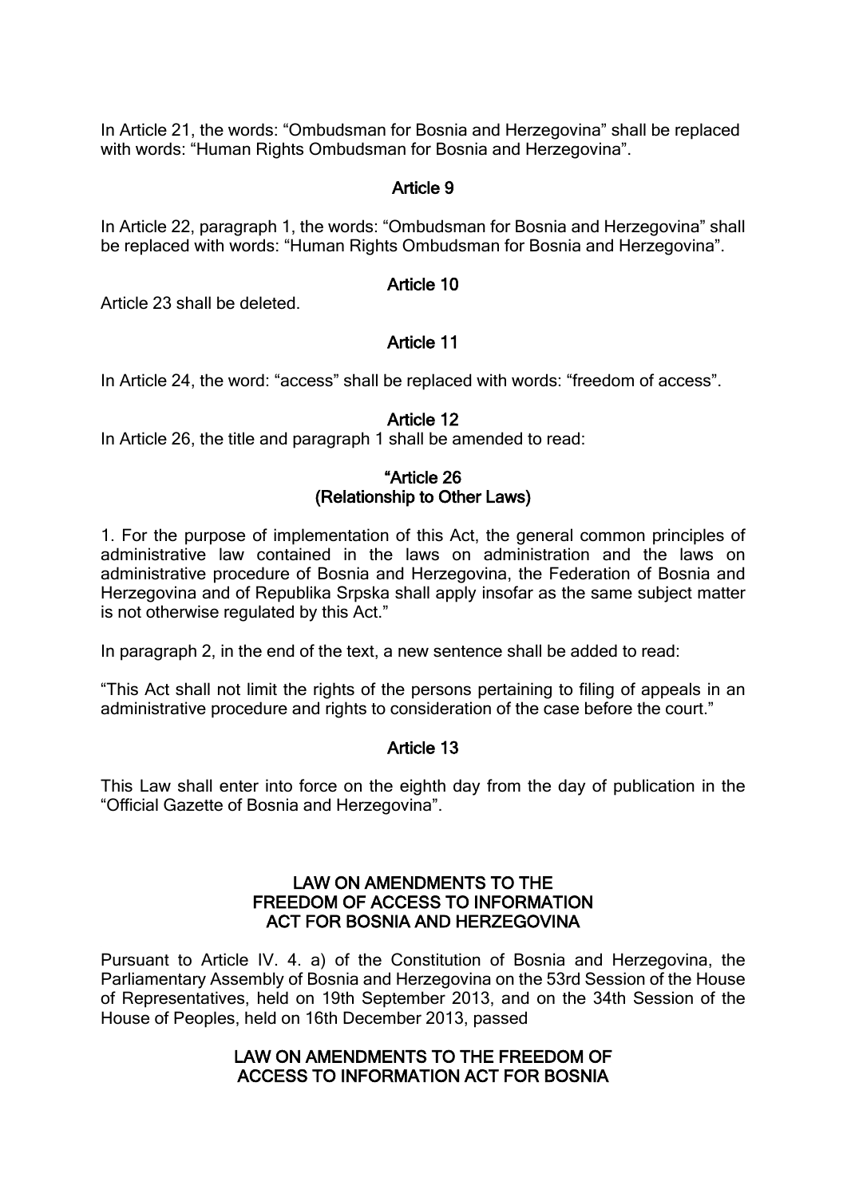In Article 21, the words: "Ombudsman for Bosnia and Herzegovina" shall be replaced with words: "Human Rights Ombudsman for Bosnia and Herzegovina".

### Article 9

In Article 22, paragraph 1, the words: "Ombudsman for Bosnia and Herzegovina" shall be replaced with words: "Human Rights Ombudsman for Bosnia and Herzegovina".

### Article 10

Article 23 shall be deleted.

### Article 11

In Article 24, the word: "access" shall be replaced with words: "freedom of access".

### Article 12

In Article 26, the title and paragraph 1 shall be amended to read:

**"Article 26**
**(Relationship to Other Laws)**

1. For the purpose of implementation of this Act, the general common principles of administrative law contained in the laws on administration and the laws on administrative procedure of Bosnia and Herzegovina, the Federation of Bosnia and Herzegovina and of Republika Srpska shall apply insofar as the same subject matter is not otherwise regulated by this Act."

In paragraph 2, in the end of the text, a new sentence shall be added to read:

"This Act shall not limit the rights of the persons pertaining to filing of appeals in an administrative procedure and rights to consideration of the case before the court."

### Article 13

This Law shall enter into force on the eighth day from the day of publication in the "Official Gazette of Bosnia and Herzegovina".

## LAW ON AMENDMENTS TO THE FREEDOM OF ACCESS TO INFORMATION ACT FOR BOSNIA AND HERZEGOVINA

Pursuant to Article IV. 4. a) of the Constitution of Bosnia and Herzegovina, the Parliamentary Assembly of Bosnia and Herzegovina on the 53rd Session of the House of Representatives, held on 19th September 2013, and on the 34th Session of the House of Peoples, held on 16th December 2013, passed

## LAW ON AMENDMENTS TO THE FREEDOM OF ACCESS TO INFORMATION ACT FOR BOSNIA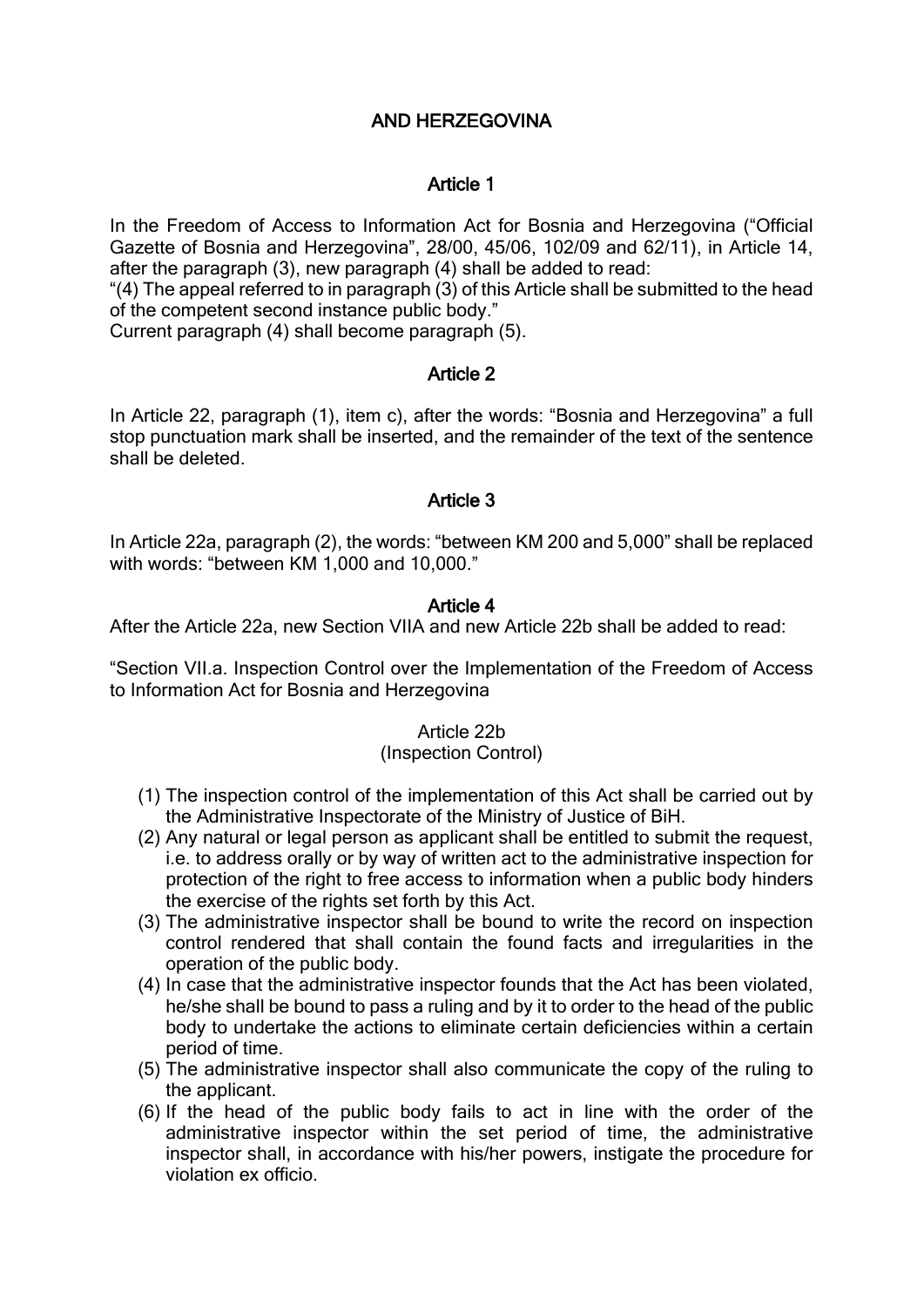## AND HERZEGOVINA

### Article 1

In the Freedom of Access to Information Act for Bosnia and Herzegovina ("Official Gazette of Bosnia and Herzegovina", 28/00, 45/06, 102/09 and 62/11), in Article 14, after the paragraph (3), new paragraph (4) shall be added to read:

"(4) The appeal referred to in paragraph (3) of this Article shall be submitted to the head of the competent second instance public body."

Current paragraph (4) shall become paragraph (5).

### Article 2

In Article 22, paragraph (1), item c), after the words: "Bosnia and Herzegovina" a full stop punctuation mark shall be inserted, and the remainder of the text of the sentence shall be deleted.

### Article 3

In Article 22a, paragraph (2), the words: "between KM 200 and 5,000" shall be replaced with words: "between KM 1,000 and 10,000."

### Article 4

After the Article 22a, new Section VIIA and new Article 22b shall be added to read:

"Section VII.a. Inspection Control over the Implementation of the Freedom of Access to Information Act for Bosnia and Herzegovina

Article 22b
(Inspection Control)

(1) The inspection control of the implementation of this Act shall be carried out by the Administrative Inspectorate of the Ministry of Justice of BiH.
(2) Any natural or legal person as applicant shall be entitled to submit the request, i.e. to address orally or by way of written act to the administrative inspection for protection of the right to free access to information when a public body hinders the exercise of the rights set forth by this Act.
(3) The administrative inspector shall be bound to write the record on inspection control rendered that shall contain the found facts and irregularities in the operation of the public body.
(4) In case that the administrative inspector founds that the Act has been violated, he/she shall be bound to pass a ruling and by it to order to the head of the public body to undertake the actions to eliminate certain deficiencies within a certain period of time.
(5) The administrative inspector shall also communicate the copy of the ruling to the applicant.
(6) If the head of the public body fails to act in line with the order of the administrative inspector within the set period of time, the administrative inspector shall, in accordance with his/her powers, instigate the procedure for violation ex officio.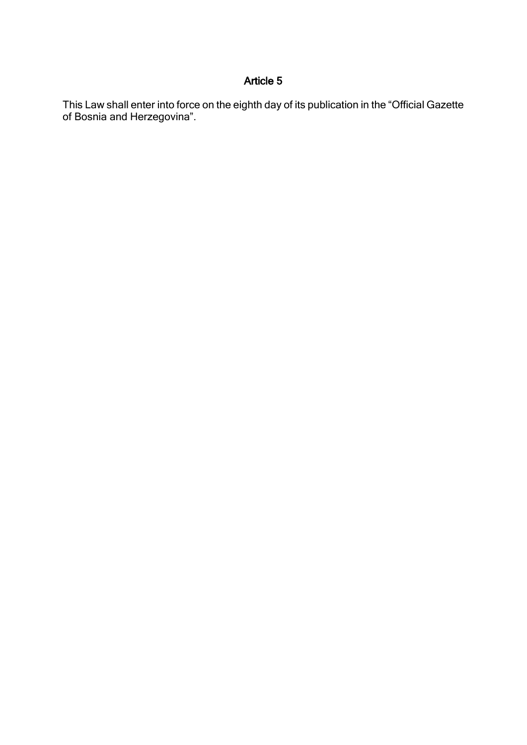## Article 5

This Law shall enter into force on the eighth day of its publication in the "Official Gazette of Bosnia and Herzegovina".